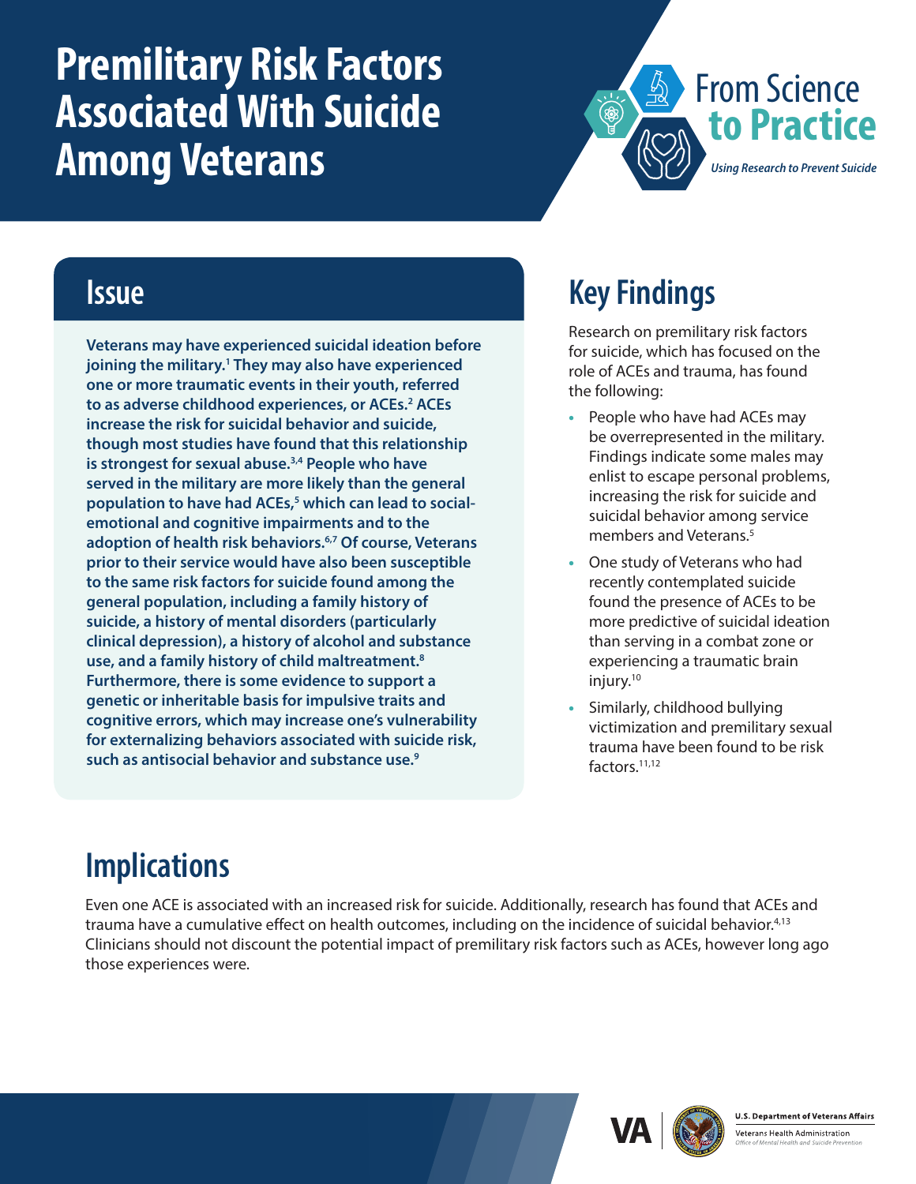# Premilitary Risk Factors Associated With Suicide Among Veterans

From Science to Practice

*Using Research to Prevent Suicide*

## Issue

**Veterans may have experienced suicidal ideation before joining the military.[1] They may also have experienced one or more traumatic events in their youth, referred to as adverse childhood experiences, or ACEs.[2] ACEs increase the risk for suicidal behavior and suicide, though most studies have found that this relationship is strongest for sexual abuse.[3,4] People who have served in the military are more likely than the general population to have had ACEs,[5] which can lead to social-emotional and cognitive impairments and to the adoption of health risk behaviors.[6,7] Of course, Veterans prior to their service would have also been susceptible to the same risk factors for suicide found among the general population, including a family history of suicide, a history of mental disorders (particularly clinical depression), a history of alcohol and substance use, and a family history of child maltreatment.[8] Furthermore, there is some evidence to support a genetic or inheritable basis for impulsive traits and cognitive errors, which may increase one's vulnerability for externalizing behaviors associated with suicide risk, such as antisocial behavior and substance use.[9]**

## Key Findings

Research on premilitary risk factors for suicide, which has focused on the role of ACEs and trauma, has found the following:

- People who have had ACEs may be overrepresented in the military. Findings indicate some males may enlist to escape personal problems, increasing the risk for suicide and suicidal behavior among service members and Veterans.[5]
- One study of Veterans who had recently contemplated suicide found the presence of ACEs to be more predictive of suicidal ideation than serving in a combat zone or experiencing a traumatic brain injury.[10]
- Similarly, childhood bullying victimization and premilitary sexual trauma have been found to be risk factors.[11,12]

## Implications

Even one ACE is associated with an increased risk for suicide. Additionally, research has found that ACEs and trauma have a cumulative effect on health outcomes, including on the incidence of suicidal behavior.[4,13] Clinicians should not discount the potential impact of premilitary risk factors such as ACEs, however long ago those experiences were.

U.S. Department of Veterans Affairs
Veterans Health Administration
*Office of Mental Health and Suicide Prevention*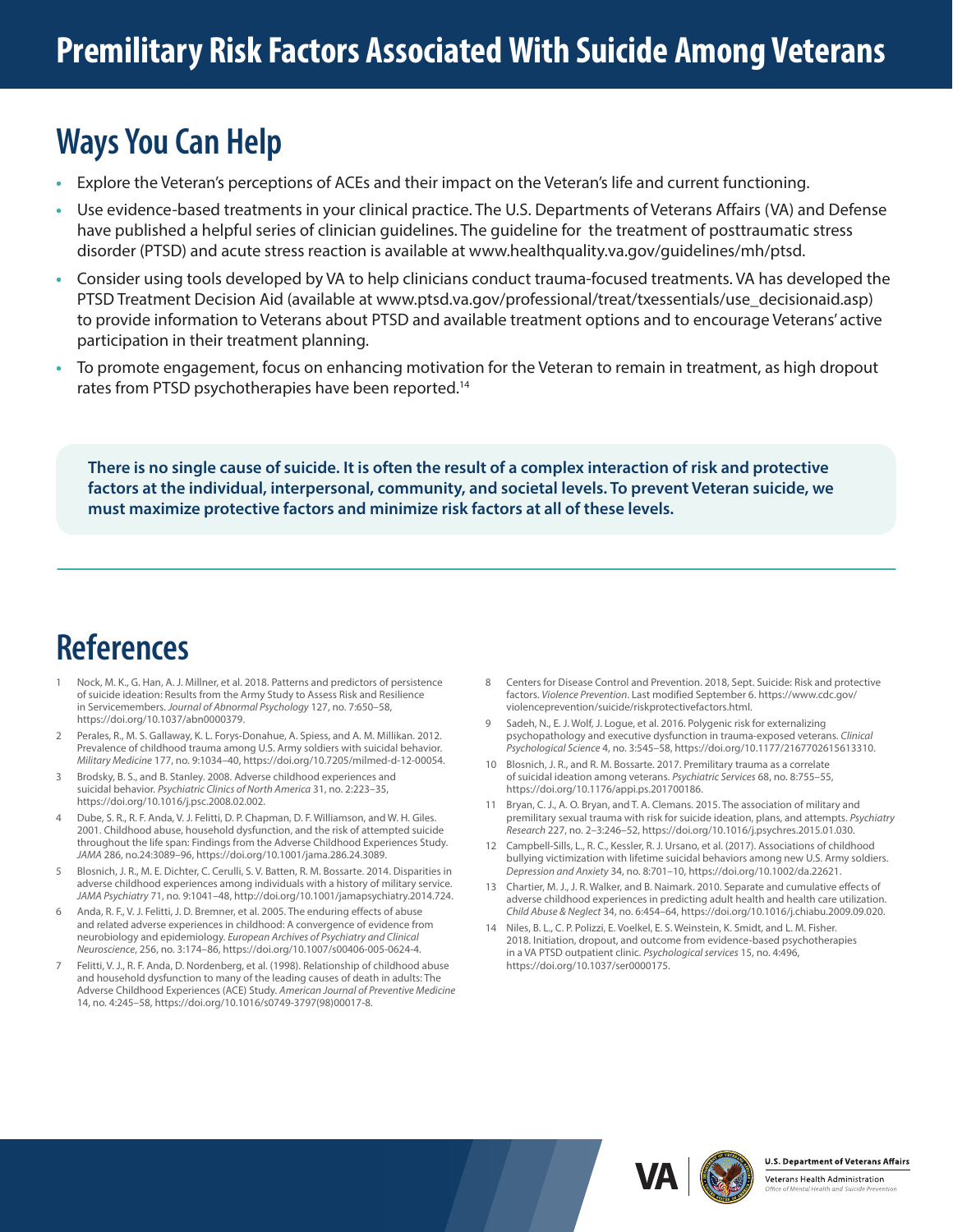# Premilitary Risk Factors Associated With Suicide Among Veterans

## Ways You Can Help

- Explore the Veteran's perceptions of ACEs and their impact on the Veteran's life and current functioning.
- Use evidence-based treatments in your clinical practice. The U.S. Departments of Veterans Affairs (VA) and Defense have published a helpful series of clinician guidelines. The guideline for the treatment of posttraumatic stress disorder (PTSD) and acute stress reaction is available at www.healthquality.va.gov/guidelines/mh/ptsd.
- Consider using tools developed by VA to help clinicians conduct trauma-focused treatments. VA has developed the PTSD Treatment Decision Aid (available at www.ptsd.va.gov/professional/treat/txessentials/use_decisionaid.asp) to provide information to Veterans about PTSD and available treatment options and to encourage Veterans' active participation in their treatment planning.
- To promote engagement, focus on enhancing motivation for the Veteran to remain in treatment, as high dropout rates from PTSD psychotherapies have been reported.[14]

**There is no single cause of suicide. It is often the result of a complex interaction of risk and protective factors at the individual, interpersonal, community, and societal levels. To prevent Veteran suicide, we must maximize protective factors and minimize risk factors at all of these levels.**

## References

1. Nock, M. K., G. Han, A. J. Millner, et al. 2018. Patterns and predictors of persistence of suicide ideation: Results from the Army Study to Assess Risk and Resilience in Servicemembers. *Journal of Abnormal Psychology* 127, no. 7:650–58, https://doi.org/10.1037/abn0000379.
2. Perales, R., M. S. Gallaway, K. L. Forys-Donahue, A. Spiess, and A. M. Millikan. 2012. Prevalence of childhood trauma among U.S. Army soldiers with suicidal behavior. *Military Medicine* 177, no. 9:1034–40, https://doi.org/10.7205/milmed-d-12-00054.
3. Brodsky, B. S., and B. Stanley. 2008. Adverse childhood experiences and suicidal behavior. *Psychiatric Clinics of North America* 31, no. 2:223–35, https://doi.org/10.1016/j.psc.2008.02.002.
4. Dube, S. R., R. F. Anda, V. J. Felitti, D. P. Chapman, D. F. Williamson, and W. H. Giles. 2001. Childhood abuse, household dysfunction, and the risk of attempted suicide throughout the life span: Findings from the Adverse Childhood Experiences Study. *JAMA* 286, no.24:3089–96, https://doi.org/10.1001/jama.286.24.3089.
5. Blosnich, J. R., M. E. Dichter, C. Cerulli, S. V. Batten, R. M. Bossarte. 2014. Disparities in adverse childhood experiences among individuals with a history of military service. *JAMA Psychiatry* 71, no. 9:1041–48, http://doi.org/10.1001/jamapsychiatry.2014.724.
6. Anda, R. F., V. J. Felitti, J. D. Bremner, et al. 2005. The enduring effects of abuse and related adverse experiences in childhood: A convergence of evidence from neurobiology and epidemiology. *European Archives of Psychiatry and Clinical Neuroscience*, 256, no. 3:174–86, https://doi.org/10.1007/s00406-005-0624-4.
7. Felitti, V. J., R. F. Anda, D. Nordenberg, et al. (1998). Relationship of childhood abuse and household dysfunction to many of the leading causes of death in adults: The Adverse Childhood Experiences (ACE) Study. *American Journal of Preventive Medicine* 14, no. 4:245–58, https://doi.org/10.1016/s0749-3797(98)00017-8.
8. Centers for Disease Control and Prevention. 2018, Sept. Suicide: Risk and protective factors. *Violence Prevention*. Last modified September 6. https://www.cdc.gov/violenceprevention/suicide/riskprotectivefactors.html.
9. Sadeh, N., E. J. Wolf, J. Logue, et al. 2016. Polygenic risk for externalizing psychopathology and executive dysfunction in trauma-exposed veterans. *Clinical Psychological Science* 4, no. 3:545–58, https://doi.org/10.1177/2167702615613310.
10. Blosnich, J. R., and R. M. Bossarte. 2017. Premilitary trauma as a correlate of suicidal ideation among veterans. *Psychiatric Services* 68, no. 8:755–55, https://doi.org/10.1176/appi.ps.201700186.
11. Bryan, C. J., A. O. Bryan, and T. A. Clemans. 2015. The association of military and premilitary sexual trauma with risk for suicide ideation, plans, and attempts. *Psychiatry Research* 227, no. 2–3:246–52, https://doi.org/10.1016/j.psychres.2015.01.030.
12. Campbell-Sills, L., R. C., Kessler, R. J. Ursano, et al. (2017). Associations of childhood bullying victimization with lifetime suicidal behaviors among new U.S. Army soldiers. *Depression and Anxiety* 34, no. 8:701–10, https://doi.org/10.1002/da.22621.
13. Chartier, M. J., J. R. Walker, and B. Naimark. 2010. Separate and cumulative effects of adverse childhood experiences in predicting adult health and health care utilization. *Child Abuse & Neglect* 34, no. 6:454–64, https://doi.org/10.1016/j.chiabu.2009.09.020.
14. Niles, B. L., C. P. Polizzi, E. Voelkel, E. S. Weinstein, K. Smidt, and L. M. Fisher. 2018. Initiation, dropout, and outcome from evidence-based psychotherapies in a VA PTSD outpatient clinic. *Psychological services* 15, no. 4:496, https://doi.org/10.1037/ser0000175.

U.S. Department of Veterans Affairs
Veterans Health Administration
*Office of Mental Health and Suicide Prevention*